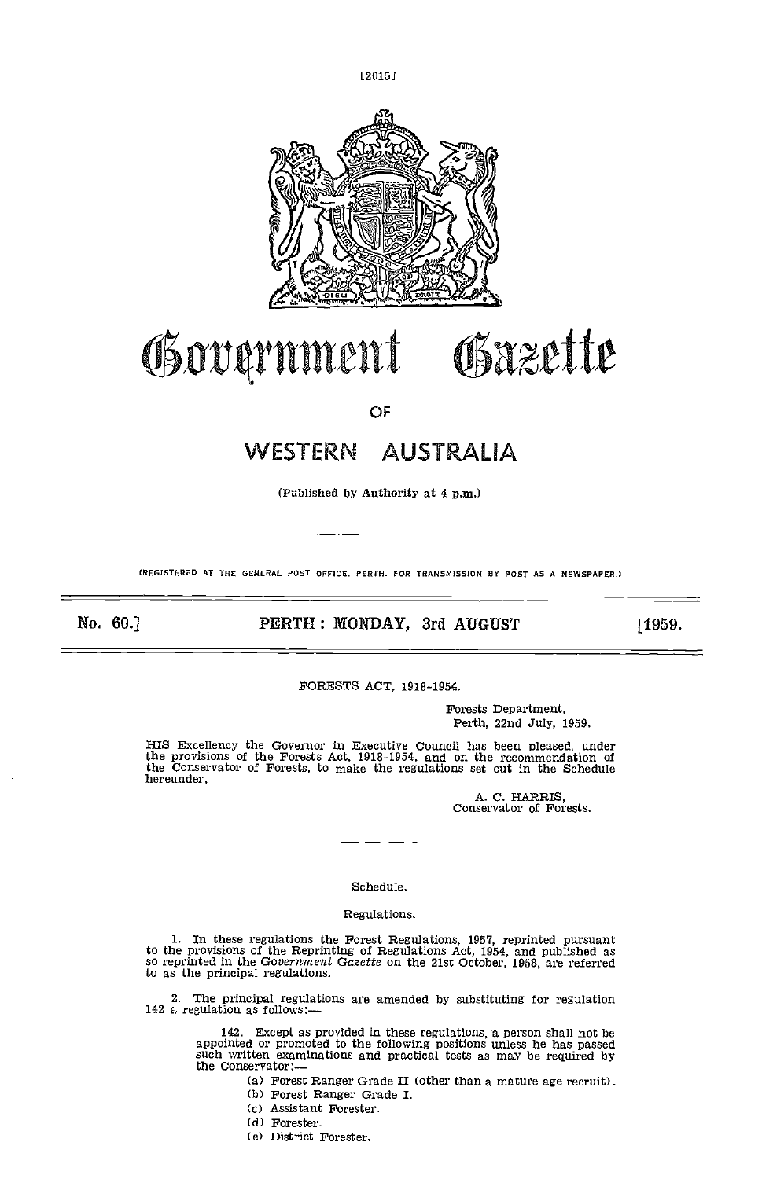# Government Gazette

OF

## WESTERN AUSTRALIA

(Published by Authority at 4 p.m.)

(REGISTERED AT THE GENERAL POST OFFICE, PERTH, FOR TRANSMISSION BY POST AS A NEWSPAPER.)

**No. 60.] PERTH: MONDAY, 3rd AUGUST [1959.**

---

FORESTS ACT, 1918-1954.

Forests Department,
Perth, 22nd July, 1959.

HIS Excellency the Governor in Executive Council has been pleased, under the provisions of the Forests Act, 1918-1954, and on the recommendation of the Conservator of Forests, to make the regulations set out in the Schedule hereunder.

A. C. HARRIS,
Conservator of Forests.

---

Schedule.

Regulations.

1. In these regulations the Forest Regulations, 1957, reprinted pursuant to the provisions of the Reprinting of Regulations Act, 1954, and published as so reprinted in the *Government Gazette* on the 21st October, 1958, are referred to as the principal regulations.

2. The principal regulations are amended by substituting for regulation 142 a regulation as follows:—

> 142. Except as provided in these regulations, a person shall not be appointed or promoted to the following positions unless he has passed such written examinations and practical tests as may be required by the Conservator:—
>
> (a) Forest Ranger Grade II (other than a mature age recruit).
> (b) Forest Ranger Grade I.
> (c) Assistant Forester.
> (d) Forester.
> (e) District Forester.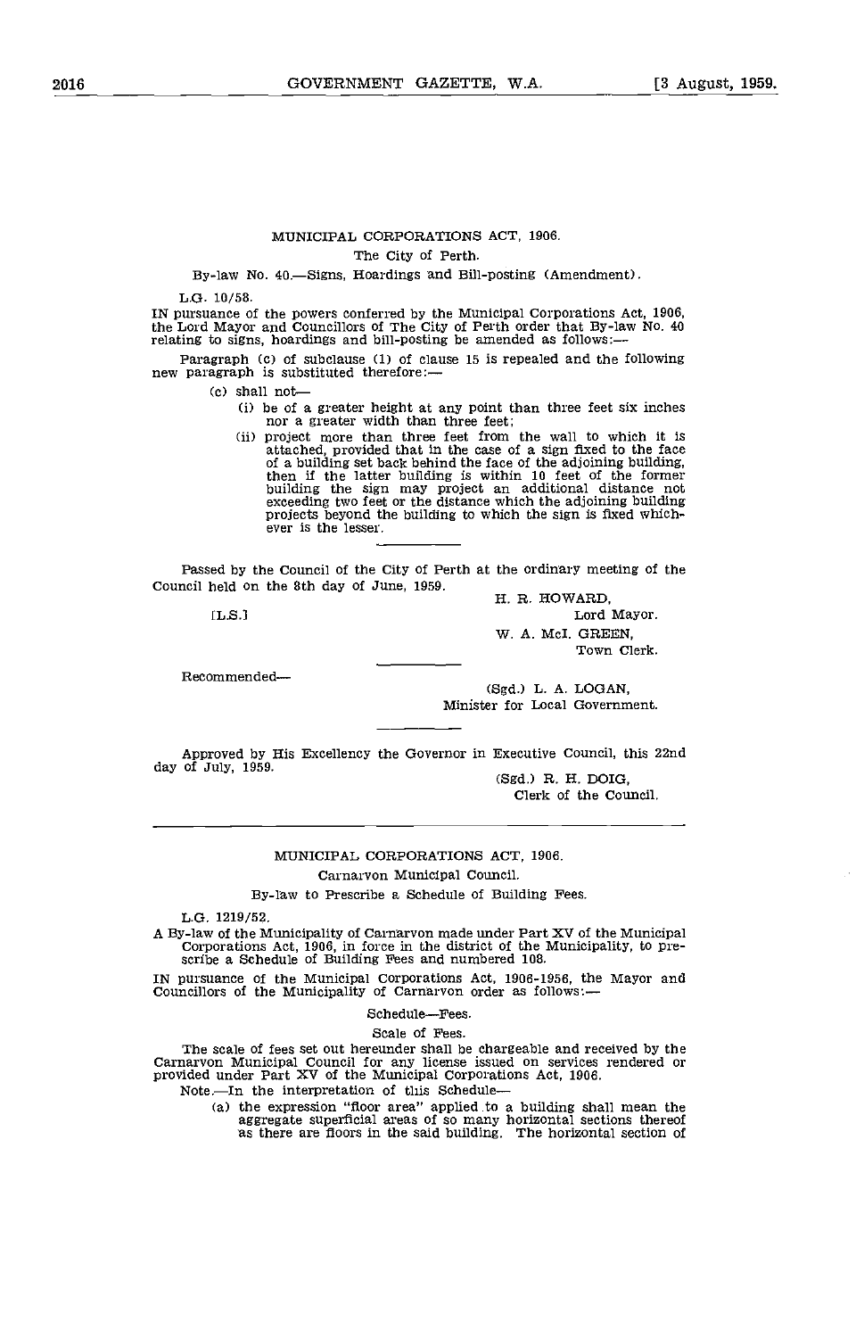MUNICIPAL CORPORATIONS ACT, 1906.

The City of Perth.

By-law No. 40.—Signs, Hoardings and Bill-posting (Amendment).

L.G. 10/58.

IN pursuance of the powers conferred by the Municipal Corporations Act, 1906, the Lord Mayor and Councillors of The City of Perth order that By-law No. 40 relating to signs, hoardings and bill-posting be amended as follows:—

Paragraph (c) of subclause (1) of clause 15 is repealed and the following new paragraph is substituted therefore:—

(c) shall not—

(i) be of a greater height at any point than three feet six inches nor a greater width than three feet;

(ii) project more than three feet from the wall to which it is attached, provided that in the case of a sign fixed to the face of a building set back behind the face of the adjoining building, then if the latter building is within 10 feet of the former building the sign may project an additional distance not exceeding two feet or the distance which the adjoining building projects beyond the building to which the sign is fixed whichever is the lesser.

---

Passed by the Council of the City of Perth at the ordinary meeting of the Council held on the 8th day of June, 1959.

[L.S.]

H. R. HOWARD,
Lord Mayor.

W. A. McI. GREEN,
Town Clerk.

---

Recommended—

(Sgd.) L. A. LOGAN,
Minister for Local Government.

---

Approved by His Excellency the Governor in Executive Council, this 22nd day of July, 1959.

(Sgd.) R. H. DOIG,
Clerk of the Council.

---

MUNICIPAL CORPORATIONS ACT, 1906.

Carnarvon Municipal Council.

By-law to Prescribe a Schedule of Building Fees.

L.G. 1219/52.

A By-law of the Municipality of Carnarvon made under Part XV of the Municipal Corporations Act, 1906, in force in the district of the Municipality, to prescribe a Schedule of Building Fees and numbered 108.

IN pursuance of the Municipal Corporations Act, 1906-1956, the Mayor and Councillors of the Municipality of Carnarvon order as follows:—

Schedule—Fees.

Scale of Fees.

The scale of fees set out hereunder shall be chargeable and received by the Carnarvon Municipal Council for any license issued on services rendered or provided under Part XV of the Municipal Corporations Act, 1906.

Note.—In the interpretation of this Schedule—

(a) the expression "floor area" applied to a building shall mean the aggregate superficial areas of so many horizontal sections thereof as there are floors in the said building. The horizontal section of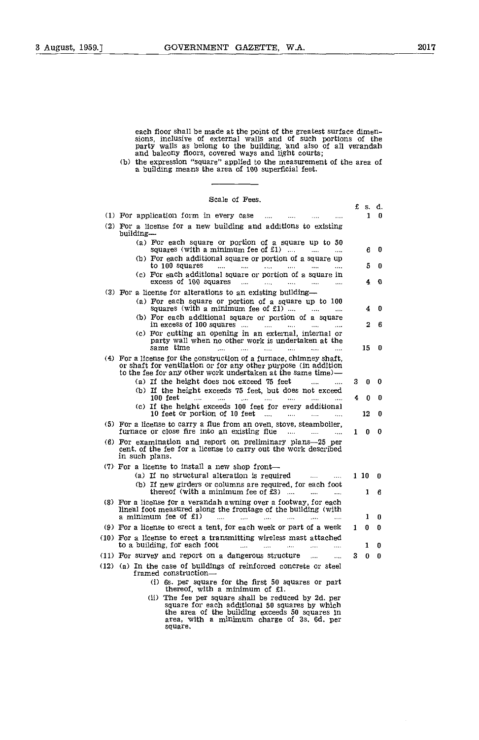each floor shall be made at the point of the greatest surface dimensions, inclusive of external walls and of such portions of the party walls as belong to the building, and also of all verandah and balcony floors, covered ways and light courts;

(b) the expression "square" applied to the measurement of the area of a building means the area of 100 superficial feet.

---

Scale of Fees.

| | £ | s. | d. |
|---|---|---|---|
| (1) For application form in every case .... .... .... .... | | 1 | 0 |
| (2) For a license for a new building and additions to existing building— | | | |
| (a) For each square or portion of a square up to 50 squares (with a minimum fee of £1) .... .... .... | | 6 | 0 |
| (b) For each additional square or portion of a square up to 100 squares .... .... .... .... .... .... | | 5 | 0 |
| (c) For each additional square or portion of a square in excess of 100 squares .... .... .... .... .... | | 4 | 0 |
| (3) For a license for alterations to an existing building— | | | |
| (a) For each square or portion of a square up to 100 squares (with a minimum fee of £1) .... .... .... | | 4 | 0 |
| (b) For each additional square or portion of a square in excess of 100 squares .... .... .... .... .... | | 2 | 6 |
| (c) For cutting an opening in an external, internal or party wall when no other work is undertaken at the same time .... .... .... .... .... .... | | 15 | 0 |
| (4) For a license for the construction of a furnace, chimney shaft, or shaft for ventilation or for any other purpose (in addition to the fee for any other work undertaken at the same time)— | | | |
| (a) If the height does not exceed 75 feet .... .... | 3 | 0 | 0 |
| (b) If the height exceeds 75 feet, but does not exceed 100 feet .... .... .... .... .... .... .... | 4 | 0 | 0 |
| (c) If the height exceeds 100 feet for every additional 10 feet or portion of 10 feet .... .... .... .... | | 12 | 0 |
| (5) For a license to carry a flue from an oven, stove, steamboiler, furnace or close fire into an existing flue .... .... .... | 1 | 0 | 0 |
| (6) For examination and report on preliminary plans—25 per cent. of the fee for a license to carry out the work described in such plans. | | | |
| (7) For a license to install a new shop front— | | | |
| (a) If no structural alteration is required .... .... | 1 | 10 | 0 |
| (b) If new girders or columns are required, for each foot thereof (with a minimum fee of £3) .... .... .... | | 1 | 6 |
| (8) For a license for a verandah awning over a footway, for each lineal foot measured along the frontage of the building (with a minimum fee of £1) .... .... .... .... .... .... | | 1 | 0 |
| (9) For a license to erect a tent, for each week or part of a week | 1 | 0 | 0 |
| (10) For a license to erect a transmitting wireless mast attached to a building, for each foot .... .... .... .... .... | | 1 | 0 |
| (11) For survey and report on a dangerous structure .... .... | 3 | 0 | 0 |

(12) (a) In the case of buildings of reinforced concrete or steel framed construction—

(i) 6s. per square for the first 50 squares or part thereof, with a minimum of £1.

(ii) The fee per square shall be reduced by 2d. per square for each additional 50 squares by which the area of the building exceeds 50 squares in area, with a minimum charge of 3s. 6d. per square.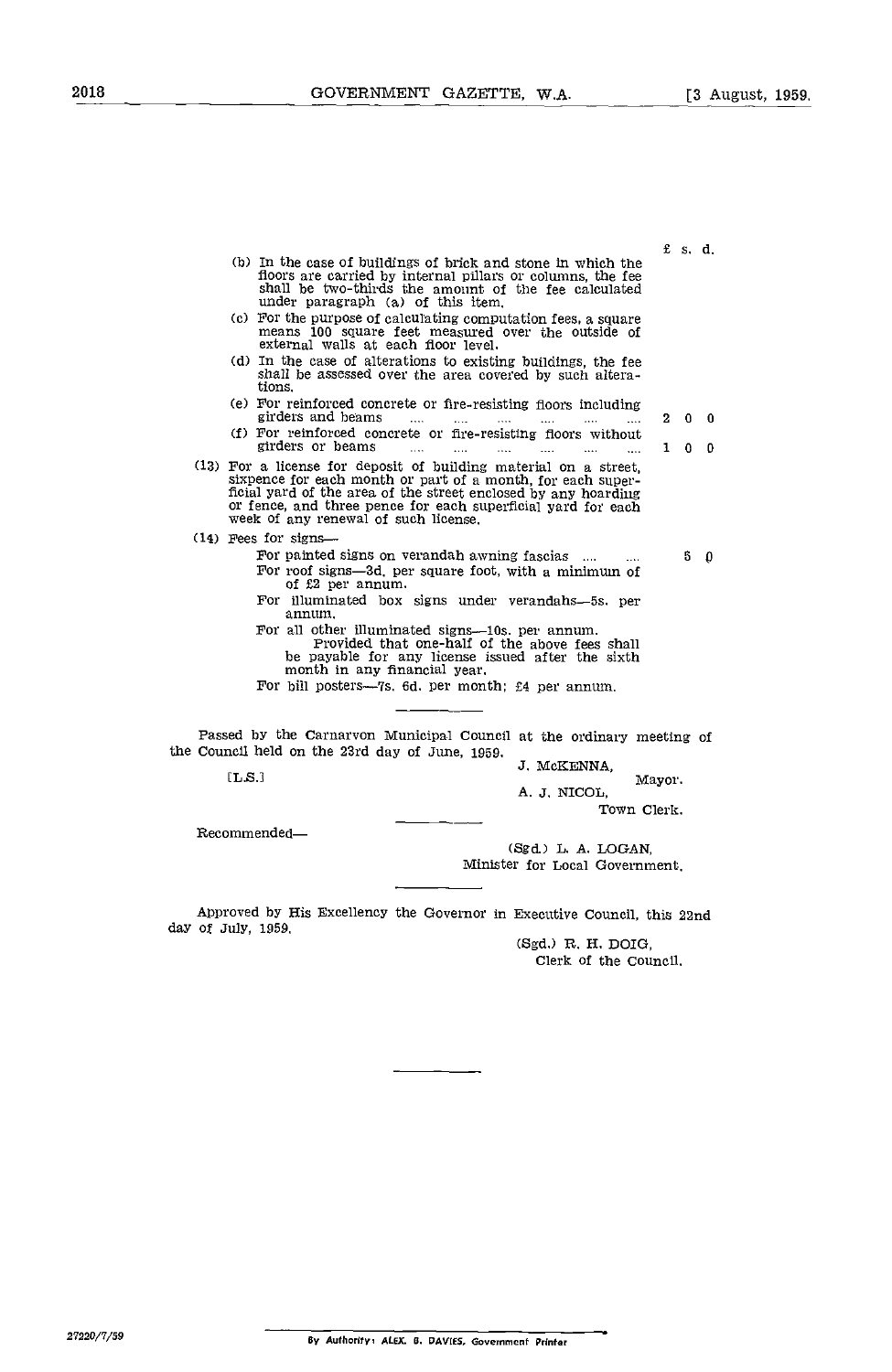| | £ | s. | d. |
|---|---|---|---|
| (b) In the case of buildings of brick and stone in which the floors are carried by internal pillars or columns, the fee shall be two-thirds the amount of the fee calculated under paragraph (a) of this item. | | | |
| (c) For the purpose of calculating computation fees, a square means 100 square feet measured over the outside of external walls at each floor level. | | | |
| (d) In the case of alterations to existing buildings, the fee shall be assessed over the area covered by such alterations. | | | |
| (e) For reinforced concrete or fire-resisting floors including girders and beams .... .... .... .... .... .... | 2 | 0 | 0 |
| (f) For reinforced concrete or fire-resisting floors without girders or beams .... .... .... .... .... .... | 1 | 0 | 0 |
| (13) For a license for deposit of building material on a street, sixpence for each month or part of a month, for each superficial yard of the area of the street enclosed by any hoarding or fence, and three pence for each superficial yard for each week of any renewal of such license. | | | |
| (14) Fees for signs— | | | |
| For painted signs on verandah awning fascias .... .... | | 5 | 0 |

For roof signs—3d. per square foot, with a minimum of £2 per annum.

For illuminated box signs under verandahs—5s. per annum.

For all other illuminated signs—10s. per annum.

Provided that one-half of the above fees shall be payable for any license issued after the sixth month in any financial year.

For bill posters—7s. 6d. per month; £4 per annum.

---

Passed by the Carnarvon Municipal Council at the ordinary meeting of the Council held on the 23rd day of June, 1959.

[L.S.]

J. McKENNA,
Mayor.

A. J. NICOL,
Town Clerk.

---

Recommended—

(Sgd.) L. A. LOGAN,
Minister for Local Government.

---

Approved by His Excellency the Governor in Executive Council, this 22nd day of July, 1959.

(Sgd.) R. H. DOIG,
Clerk of the Council.

---

27220/7/59

By Authority: ALEX. B. DAVIES, Government Printer